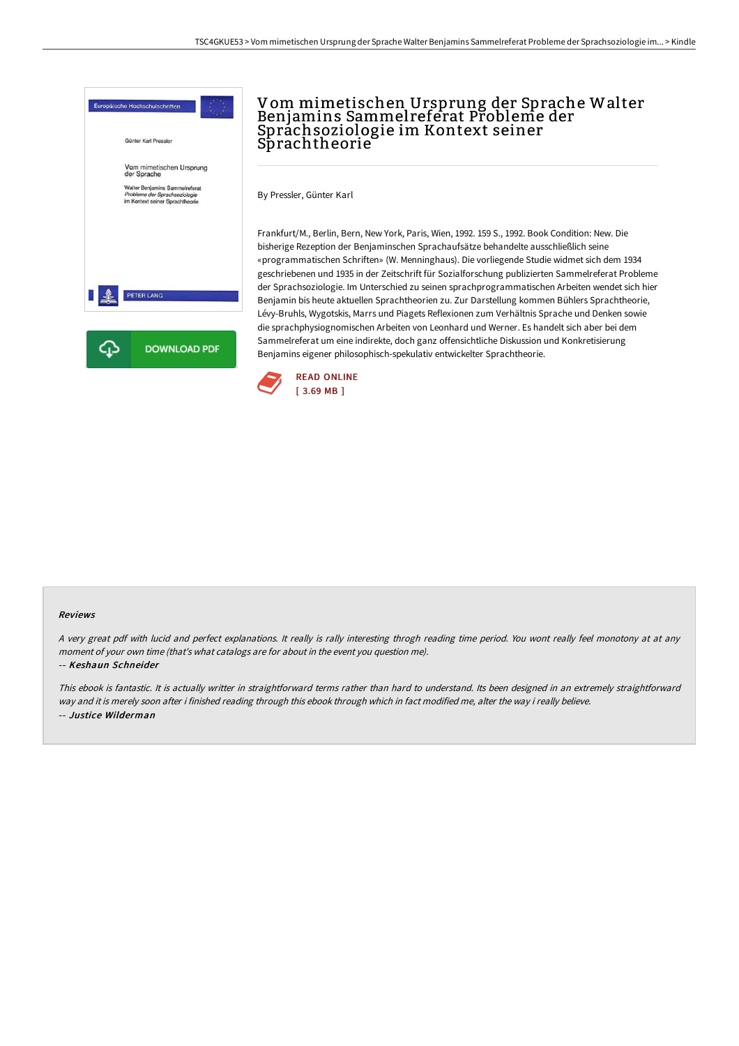# Vom mimetischen Ursprung der Sprache Walter Benjamins Sammelreferat Probleme der Sprachsoziologie im Kontext seiner Sprachtheorie

By Pressler, Günter Karl

Frankfurt/M., Berlin, Bern, New York, Paris, Wien, 1992. 159 S., 1992. Book Condition: New. Die bisherige Rezeption der Benjaminschen Sprachaufsätze behandelte ausschließlich seine «programmatischen Schriften» (W. Menninghaus). Die vorliegende Studie widmet sich dem 1934 geschriebenen und 1935 in der Zeitschrift für Sozialforschung publizierten Sammelreferat Probleme der Sprachsoziologie. Im Unterschied zu seinen sprachprogrammatischen Arbeiten wendet sich hier Benjamin bis heute aktuellen Sprachtheorien zu. Zur Darstellung kommen Bühlers Sprachtheorie, Lévy-Bruhls, Wygotskis, Marrs und Piagets Reflexionen zum Verhältnis Sprache und Denken sowie die sprachphysiognomischen Arbeiten von Leonhard und Werner. Es handelt sich aber bei dem Sammelreferat um eine indirekte, doch ganz offensichtliche Diskussion und Konkretisierung Benjamins eigener philosophisch-spekulativ entwickelter Sprachtheorie.

READ ONLINE
[ 3.69 MB ]

DOWNLOAD PDF

## Reviews

*A very great pdf with lucid and perfect explanations. It really is rally interesting throgh reading time period. You wont really feel monotony at at any moment of your own time (that's what catalogs are for about in the event you question me).*

*-- **Keshaun Schneider***

*This ebook is fantastic. It is actually writter in straightforward terms rather than hard to understand. Its been designed in an extremely straightforward way and it is merely soon after i finished reading through this ebook through which in fact modified me, alter the way i really believe.*

*-- **Justice Wilderman***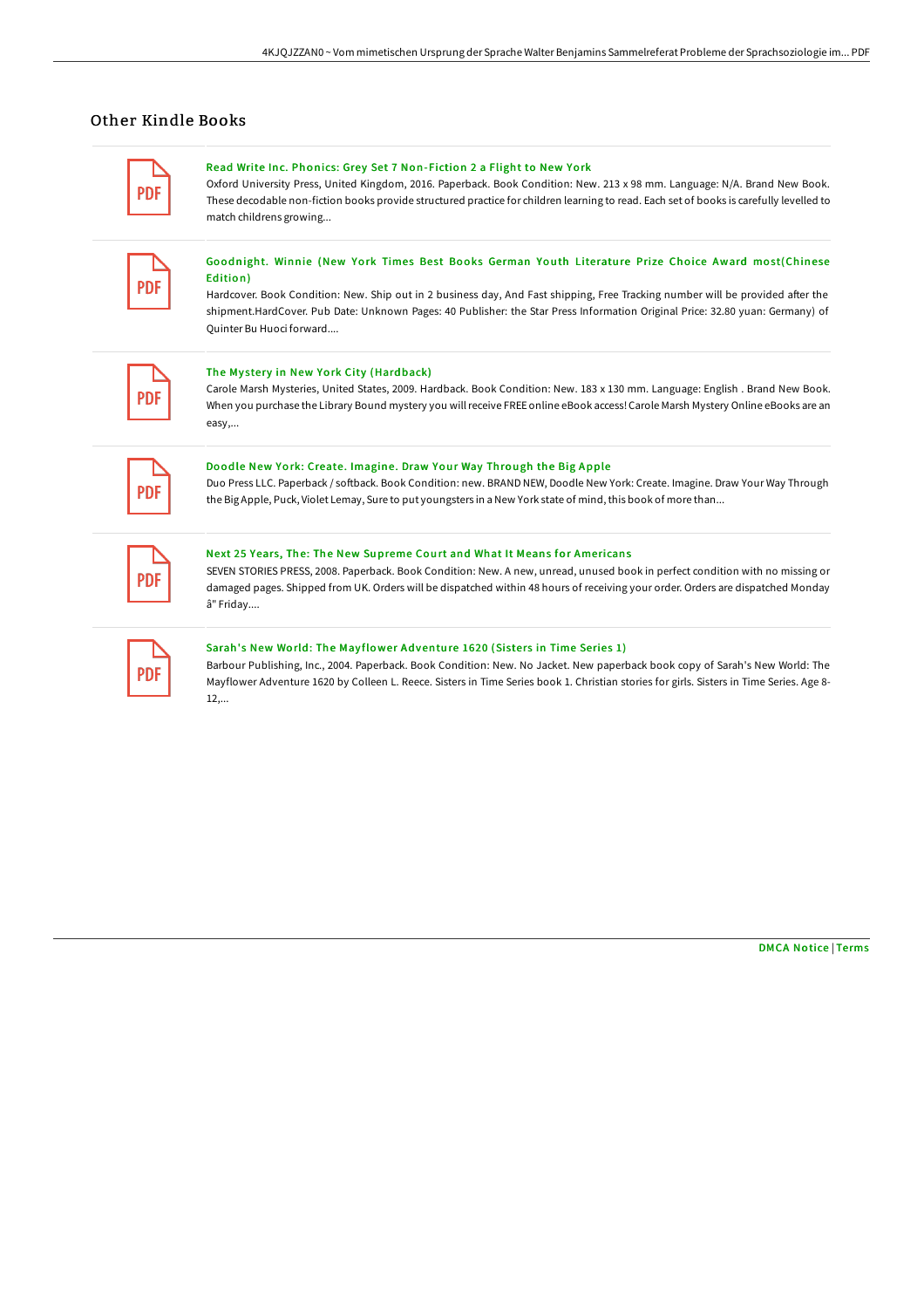## Other Kindle Books

### Read Write Inc. Phonics: Grey Set 7 Non-Fiction 2 a Flight to New York

Oxford University Press, United Kingdom, 2016. Paperback. Book Condition: New. 213 x 98 mm. Language: N/A. Brand New Book. These decodable non-fiction books provide structured practice for children learning to read. Each set of books is carefully levelled to match childrens growing...

### Goodnight. Winnie (New York Times Best Books German Youth Literature Prize Choice Award most(Chinese Edition)

Hardcover. Book Condition: New. Ship out in 2 business day, And Fast shipping, Free Tracking number will be provided after the shipment.HardCover. Pub Date: Unknown Pages: 40 Publisher: the Star Press Information Original Price: 32.80 yuan: Germany) of Quinter Bu Huoci forward....

### The Mystery in New York City (Hardback)

Carole Marsh Mysteries, United States, 2009. Hardback. Book Condition: New. 183 x 130 mm. Language: English . Brand New Book. When you purchase the Library Bound mystery you will receive FREE online eBook access! Carole Marsh Mystery Online eBooks are an easy,...

### Doodle New York: Create. Imagine. Draw Your Way Through the Big Apple

Duo Press LLC. Paperback / softback. Book Condition: new. BRAND NEW, Doodle New York: Create. Imagine. Draw Your Way Through the Big Apple, Puck, Violet Lemay, Sure to put youngsters in a New York state of mind, this book of more than...

### Next 25 Years, The: The New Supreme Court and What It Means for Americans

SEVEN STORIES PRESS, 2008. Paperback. Book Condition: New. A new, unread, unused book in perfect condition with no missing or damaged pages. Shipped from UK. Orders will be dispatched within 48 hours of receiving your order. Orders are dispatched Monday â" Friday....

### Sarah's New World: The Mayflower Adventure 1620 (Sisters in Time Series 1)

Barbour Publishing, Inc., 2004. Paperback. Book Condition: New. No Jacket. New paperback book copy of Sarah's New World: The Mayflower Adventure 1620 by Colleen L. Reece. Sisters in Time Series book 1. Christian stories for girls. Sisters in Time Series. Age 8-12,...